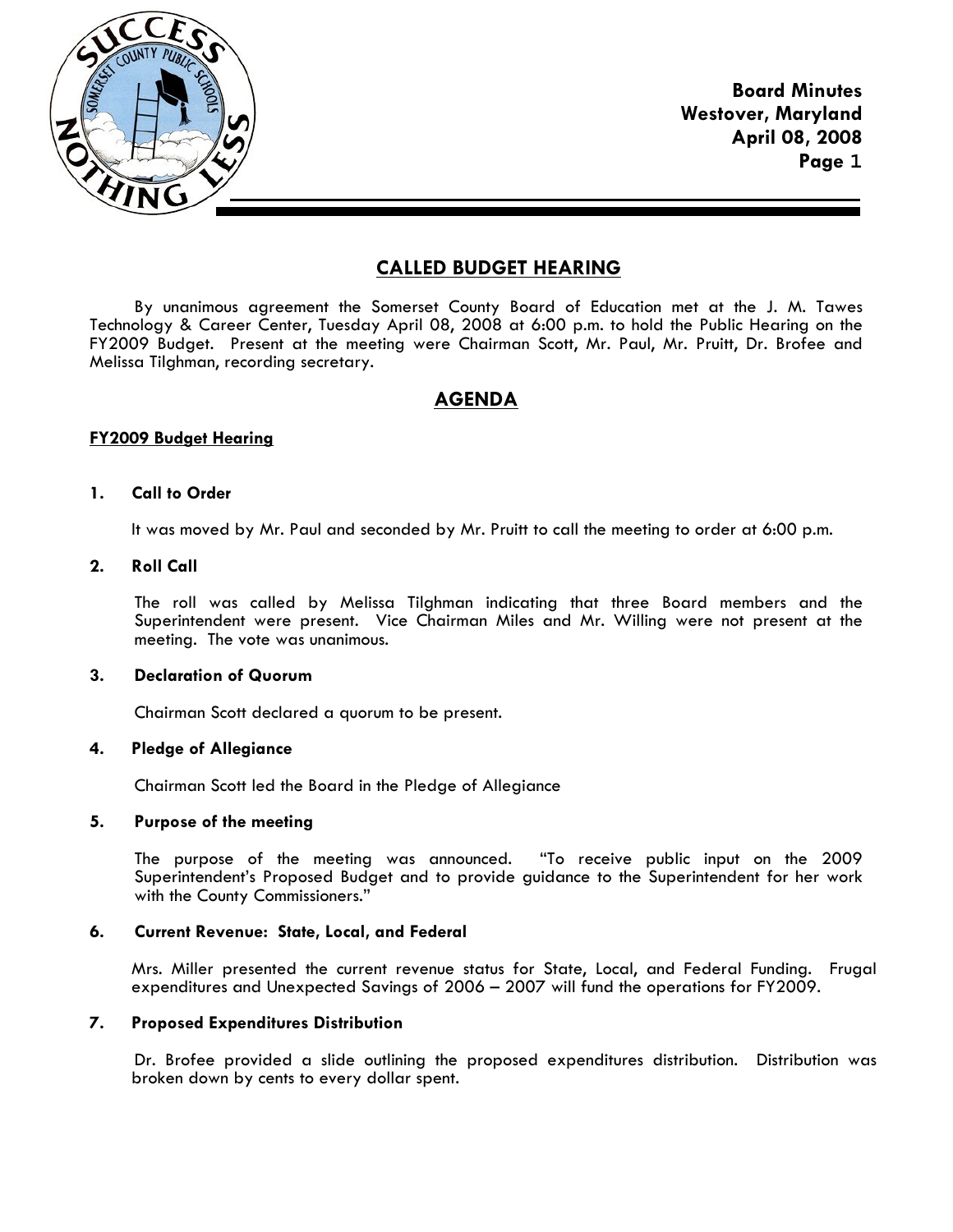# CALLED BUDGET HEARING

By unanimous agreement the Somerset County Board of Education met at the J. M. Tawes Technology & Career Center, Tuesday April 08, 2008 at 6:00 p.m. to hold the Public Hearing on the FY2009 Budget. Present at the meeting were Chairman Scott, Mr. Paul, Mr. Pruitt, Dr. Brofee and Melissa Tilghman, recording secretary.

## AGENDA

### FY2009 Budget Hearing

**1. Call to Order**

It was moved by Mr. Paul and seconded by Mr. Pruitt to call the meeting to order at 6:00 p.m.

**2. Roll Call**

The roll was called by Melissa Tilghman indicating that three Board members and the Superintendent were present. Vice Chairman Miles and Mr. Willing were not present at the meeting. The vote was unanimous.

**3. Declaration of Quorum**

Chairman Scott declared a quorum to be present.

**4. Pledge of Allegiance**

Chairman Scott led the Board in the Pledge of Allegiance

**5. Purpose of the meeting**

The purpose of the meeting was announced. "To receive public input on the 2009 Superintendent's Proposed Budget and to provide guidance to the Superintendent for her work with the County Commissioners."

**6. Current Revenue: State, Local, and Federal**

Mrs. Miller presented the current revenue status for State, Local, and Federal Funding. Frugal expenditures and Unexpected Savings of 2006 – 2007 will fund the operations for FY2009.

**7. Proposed Expenditures Distribution**

Dr. Brofee provided a slide outlining the proposed expenditures distribution. Distribution was broken down by cents to every dollar spent.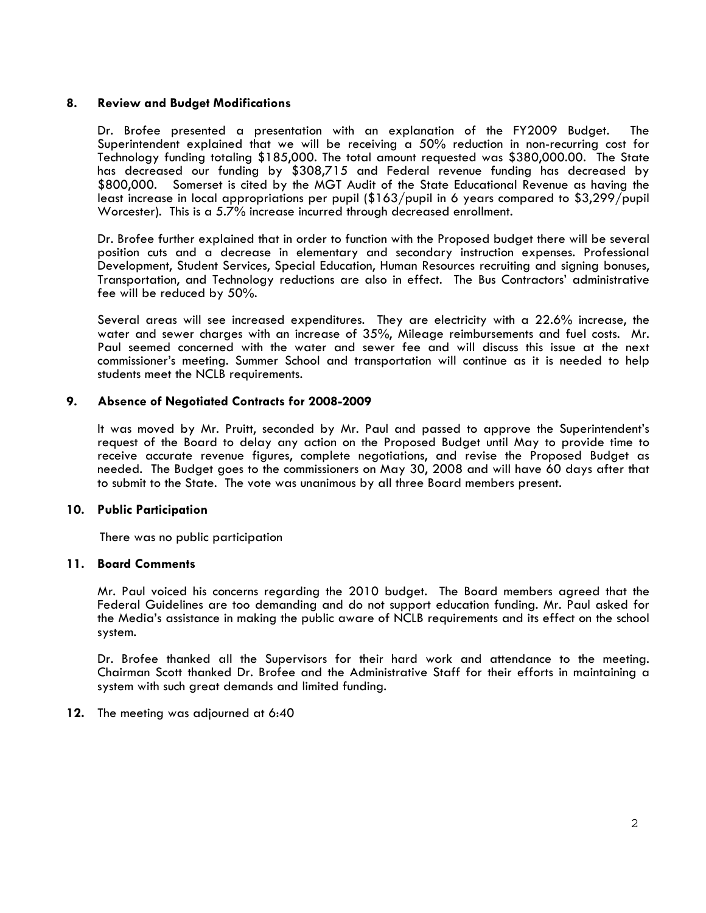**8. Review and Budget Modifications**

Dr. Brofee presented a presentation with an explanation of the FY2009 Budget. The Superintendent explained that we will be receiving a 50% reduction in non-recurring cost for Technology funding totaling $185,000. The total amount requested was $380,000.00. The State has decreased our funding by $308,715 and Federal revenue funding has decreased by $800,000. Somerset is cited by the MGT Audit of the State Educational Revenue as having the least increase in local appropriations per pupil ($163/pupil in 6 years compared to $3,299/pupil Worcester). This is a 5.7% increase incurred through decreased enrollment.

Dr. Brofee further explained that in order to function with the Proposed budget there will be several position cuts and a decrease in elementary and secondary instruction expenses. Professional Development, Student Services, Special Education, Human Resources recruiting and signing bonuses, Transportation, and Technology reductions are also in effect. The Bus Contractors' administrative fee will be reduced by 50%.

Several areas will see increased expenditures. They are electricity with a 22.6% increase, the water and sewer charges with an increase of 35%, Mileage reimbursements and fuel costs. Mr. Paul seemed concerned with the water and sewer fee and will discuss this issue at the next commissioner's meeting. Summer School and transportation will continue as it is needed to help students meet the NCLB requirements.

**9. Absence of Negotiated Contracts for 2008-2009**

It was moved by Mr. Pruitt, seconded by Mr. Paul and passed to approve the Superintendent's request of the Board to delay any action on the Proposed Budget until May to provide time to receive accurate revenue figures, complete negotiations, and revise the Proposed Budget as needed. The Budget goes to the commissioners on May 30, 2008 and will have 60 days after that to submit to the State. The vote was unanimous by all three Board members present.

**10. Public Participation**

There was no public participation

**11. Board Comments**

Mr. Paul voiced his concerns regarding the 2010 budget. The Board members agreed that the Federal Guidelines are too demanding and do not support education funding. Mr. Paul asked for the Media's assistance in making the public aware of NCLB requirements and its effect on the school system.

Dr. Brofee thanked all the Supervisors for their hard work and attendance to the meeting. Chairman Scott thanked Dr. Brofee and the Administrative Staff for their efforts in maintaining a system with such great demands and limited funding.

**12.** The meeting was adjourned at 6:40